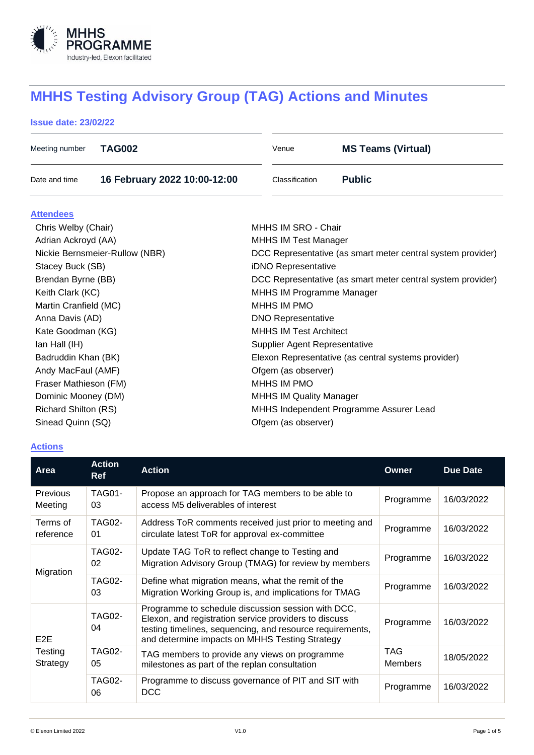# MHHS Testing Advisory Group (TAG) Actions and Minutes

**Issue date: 23/02/22**

| Meeting number | **TAG002** | Venue | **MS Teams (Virtual)** |
|---|---|---|---|
| Date and time | **16 February 2022 10:00-12:00** | Classification | **Public** |

## Attendees

| | |
|---|---|
| Chris Welby (Chair) | MHHS IM SRO - Chair |
| Adrian Ackroyd (AA) | MHHS IM Test Manager |
| Nickie Bernsmeier-Rullow (NBR) | DCC Representative (as smart meter central system provider) |
| Stacey Buck (SB) | iDNO Representative |
| Brendan Byrne (BB) | DCC Representative (as smart meter central system provider) |
| Keith Clark (KC) | MHHS IM Programme Manager |
| Martin Cranfield (MC) | MHHS IM PMO |
| Anna Davis (AD) | DNO Representative |
| Kate Goodman (KG) | MHHS IM Test Architect |
| Ian Hall (IH) | Supplier Agent Representative |
| Badruddin Khan (BK) | Elexon Representative (as central systems provider) |
| Andy MacFaul (AMF) | Ofgem (as observer) |
| Fraser Mathieson (FM) | MHHS IM PMO |
| Dominic Mooney (DM) | MHHS IM Quality Manager |
| Richard Shilton (RS) | MHHS Independent Programme Assurer Lead |
| Sinead Quinn (SQ) | Ofgem (as observer) |

## Actions

| Area | Action Ref | Action | Owner | Due Date |
|---|---|---|---|---|
| Previous Meeting | TAG01-03 | Propose an approach for TAG members to be able to access M5 deliverables of interest | Programme | 16/03/2022 |
| Terms of reference | TAG02-01 | Address ToR comments received just prior to meeting and circulate latest ToR for approval ex-committee | Programme | 16/03/2022 |
| Migration | TAG02-02 | Update TAG ToR to reflect change to Testing and Migration Advisory Group (TMAG) for review by members | Programme | 16/03/2022 |
| | TAG02-03 | Define what migration means, what the remit of the Migration Working Group is, and implications for TMAG | Programme | 16/03/2022 |
| E2E Testing Strategy | TAG02-04 | Programme to schedule discussion session with DCC, Elexon, and registration service providers to discuss testing timelines, sequencing, and resource requirements, and determine impacts on MHHS Testing Strategy | Programme | 16/03/2022 |
| | TAG02-05 | TAG members to provide any views on programme milestones as part of the replan consultation | TAG Members | 18/05/2022 |
| | TAG02-06 | Programme to discuss governance of PIT and SIT with DCC | Programme | 16/03/2022 |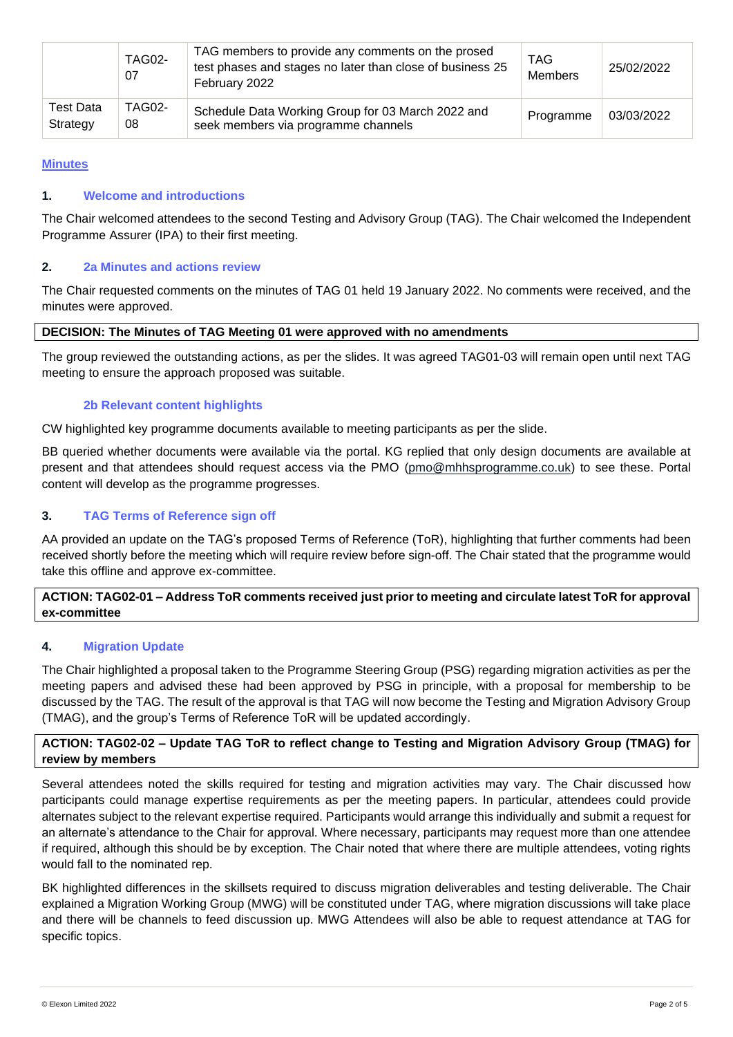|  | TAG02-07 | TAG members to provide any comments on the prosed test phases and stages no later than close of business 25 February 2022 | TAG Members | 25/02/2022 |
| --- | --- | --- | --- | --- |
| Test Data Strategy | TAG02-08 | Schedule Data Working Group for 03 March 2022 and seek members via programme channels | Programme | 03/03/2022 |

## Minutes

### 1. Welcome and introductions

The Chair welcomed attendees to the second Testing and Advisory Group (TAG). The Chair welcomed the Independent Programme Assurer (IPA) to their first meeting.

### 2. 2a Minutes and actions review

The Chair requested comments on the minutes of TAG 01 held 19 January 2022. No comments were received, and the minutes were approved.

**DECISION: The Minutes of TAG Meeting 01 were approved with no amendments**

The group reviewed the outstanding actions, as per the slides. It was agreed TAG01-03 will remain open until next TAG meeting to ensure the approach proposed was suitable.

#### 2b Relevant content highlights

CW highlighted key programme documents available to meeting participants as per the slide.

BB queried whether documents were available via the portal. KG replied that only design documents are available at present and that attendees should request access via the PMO (pmo@mhhsprogramme.co.uk) to see these. Portal content will develop as the programme progresses.

### 3. TAG Terms of Reference sign off

AA provided an update on the TAG's proposed Terms of Reference (ToR), highlighting that further comments had been received shortly before the meeting which will require review before sign-off. The Chair stated that the programme would take this offline and approve ex-committee.

**ACTION: TAG02-01 – Address ToR comments received just prior to meeting and circulate latest ToR for approval ex-committee**

### 4. Migration Update

The Chair highlighted a proposal taken to the Programme Steering Group (PSG) regarding migration activities as per the meeting papers and advised these had been approved by PSG in principle, with a proposal for membership to be discussed by the TAG. The result of the approval is that TAG will now become the Testing and Migration Advisory Group (TMAG), and the group's Terms of Reference ToR will be updated accordingly.

**ACTION: TAG02-02 – Update TAG ToR to reflect change to Testing and Migration Advisory Group (TMAG) for review by members**

Several attendees noted the skills required for testing and migration activities may vary. The Chair discussed how participants could manage expertise requirements as per the meeting papers. In particular, attendees could provide alternates subject to the relevant expertise required. Participants would arrange this individually and submit a request for an alternate's attendance to the Chair for approval. Where necessary, participants may request more than one attendee if required, although this should be by exception. The Chair noted that where there are multiple attendees, voting rights would fall to the nominated rep.

BK highlighted differences in the skillsets required to discuss migration deliverables and testing deliverable. The Chair explained a Migration Working Group (MWG) will be constituted under TAG, where migration discussions will take place and there will be channels to feed discussion up. MWG Attendees will also be able to request attendance at TAG for specific topics.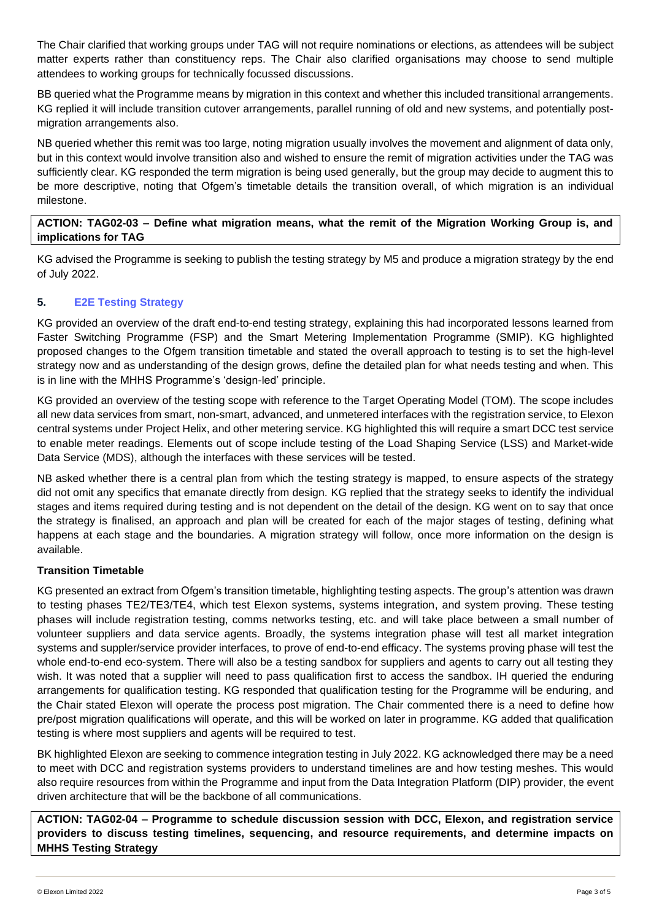The Chair clarified that working groups under TAG will not require nominations or elections, as attendees will be subject matter experts rather than constituency reps. The Chair also clarified organisations may choose to send multiple attendees to working groups for technically focussed discussions.

BB queried what the Programme means by migration in this context and whether this included transitional arrangements. KG replied it will include transition cutover arrangements, parallel running of old and new systems, and potentially post-migration arrangements also.

NB queried whether this remit was too large, noting migration usually involves the movement and alignment of data only, but in this context would involve transition also and wished to ensure the remit of migration activities under the TAG was sufficiently clear. KG responded the term migration is being used generally, but the group may decide to augment this to be more descriptive, noting that Ofgem's timetable details the transition overall, of which migration is an individual milestone.

**ACTION: TAG02-03 – Define what migration means, what the remit of the Migration Working Group is, and implications for TAG**

KG advised the Programme is seeking to publish the testing strategy by M5 and produce a migration strategy by the end of July 2022.

## 5. E2E Testing Strategy

KG provided an overview of the draft end-to-end testing strategy, explaining this had incorporated lessons learned from Faster Switching Programme (FSP) and the Smart Metering Implementation Programme (SMIP). KG highlighted proposed changes to the Ofgem transition timetable and stated the overall approach to testing is to set the high-level strategy now and as understanding of the design grows, define the detailed plan for what needs testing and when. This is in line with the MHHS Programme's 'design-led' principle.

KG provided an overview of the testing scope with reference to the Target Operating Model (TOM). The scope includes all new data services from smart, non-smart, advanced, and unmetered interfaces with the registration service, to Elexon central systems under Project Helix, and other metering service. KG highlighted this will require a smart DCC test service to enable meter readings. Elements out of scope include testing of the Load Shaping Service (LSS) and Market-wide Data Service (MDS), although the interfaces with these services will be tested.

NB asked whether there is a central plan from which the testing strategy is mapped, to ensure aspects of the strategy did not omit any specifics that emanate directly from design. KG replied that the strategy seeks to identify the individual stages and items required during testing and is not dependent on the detail of the design. KG went on to say that once the strategy is finalised, an approach and plan will be created for each of the major stages of testing, defining what happens at each stage and the boundaries. A migration strategy will follow, once more information on the design is available.

### Transition Timetable

KG presented an extract from Ofgem's transition timetable, highlighting testing aspects. The group's attention was drawn to testing phases TE2/TE3/TE4, which test Elexon systems, systems integration, and system proving. These testing phases will include registration testing, comms networks testing, etc. and will take place between a small number of volunteer suppliers and data service agents. Broadly, the systems integration phase will test all market integration systems and suppler/service provider interfaces, to prove of end-to-end efficacy. The systems proving phase will test the whole end-to-end eco-system. There will also be a testing sandbox for suppliers and agents to carry out all testing they wish. It was noted that a supplier will need to pass qualification first to access the sandbox. IH queried the enduring arrangements for qualification testing. KG responded that qualification testing for the Programme will be enduring, and the Chair stated Elexon will operate the process post migration. The Chair commented there is a need to define how pre/post migration qualifications will operate, and this will be worked on later in programme. KG added that qualification testing is where most suppliers and agents will be required to test.

BK highlighted Elexon are seeking to commence integration testing in July 2022. KG acknowledged there may be a need to meet with DCC and registration systems providers to understand timelines are and how testing meshes. This would also require resources from within the Programme and input from the Data Integration Platform (DIP) provider, the event driven architecture that will be the backbone of all communications.

**ACTION: TAG02-04 – Programme to schedule discussion session with DCC, Elexon, and registration service providers to discuss testing timelines, sequencing, and resource requirements, and determine impacts on MHHS Testing Strategy**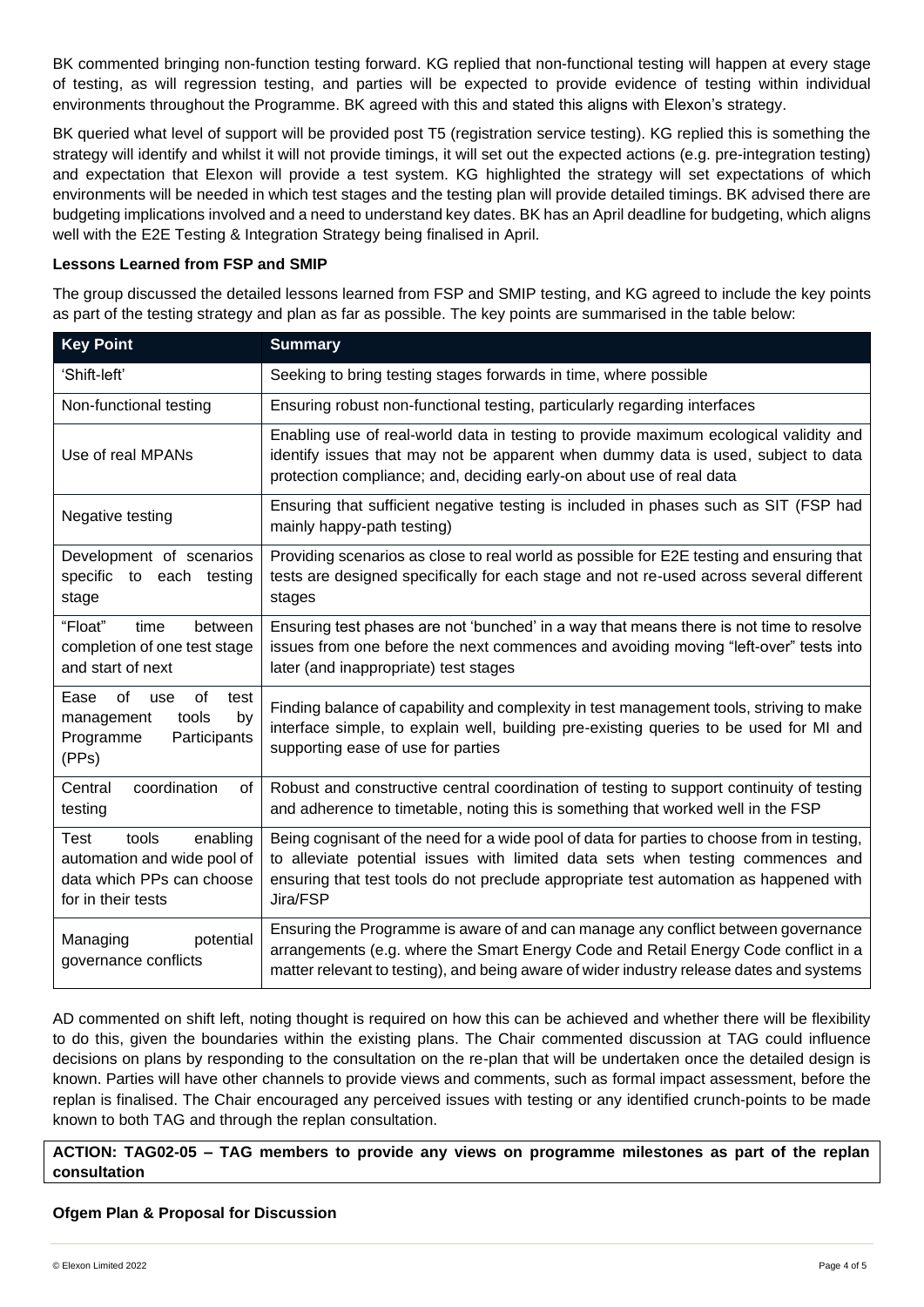BK commented bringing non-function testing forward. KG replied that non-functional testing will happen at every stage of testing, as will regression testing, and parties will be expected to provide evidence of testing within individual environments throughout the Programme. BK agreed with this and stated this aligns with Elexon's strategy.

BK queried what level of support will be provided post T5 (registration service testing). KG replied this is something the strategy will identify and whilst it will not provide timings, it will set out the expected actions (e.g. pre-integration testing) and expectation that Elexon will provide a test system. KG highlighted the strategy will set expectations of which environments will be needed in which test stages and the testing plan will provide detailed timings. BK advised there are budgeting implications involved and a need to understand key dates. BK has an April deadline for budgeting, which aligns well with the E2E Testing & Integration Strategy being finalised in April.

**Lessons Learned from FSP and SMIP**

The group discussed the detailed lessons learned from FSP and SMIP testing, and KG agreed to include the key points as part of the testing strategy and plan as far as possible. The key points are summarised in the table below:

| Key Point | Summary |
|---|---|
| 'Shift-left' | Seeking to bring testing stages forwards in time, where possible |
| Non-functional testing | Ensuring robust non-functional testing, particularly regarding interfaces |
| Use of real MPANs | Enabling use of real-world data in testing to provide maximum ecological validity and identify issues that may not be apparent when dummy data is used, subject to data protection compliance; and, deciding early-on about use of real data |
| Negative testing | Ensuring that sufficient negative testing is included in phases such as SIT (FSP had mainly happy-path testing) |
| Development of scenarios specific to each testing stage | Providing scenarios as close to real world as possible for E2E testing and ensuring that tests are designed specifically for each stage and not re-used across several different stages |
| "Float" time between completion of one test stage and start of next | Ensuring test phases are not 'bunched' in a way that means there is not time to resolve issues from one before the next commences and avoiding moving "left-over" tests into later (and inappropriate) test stages |
| Ease of use of test management tools by Programme Participants (PPs) | Finding balance of capability and complexity in test management tools, striving to make interface simple, to explain well, building pre-existing queries to be used for MI and supporting ease of use for parties |
| Central coordination of testing | Robust and constructive central coordination of testing to support continuity of testing and adherence to timetable, noting this is something that worked well in the FSP |
| Test tools enabling automation and wide pool of data which PPs can choose for in their tests | Being cognisant of the need for a wide pool of data for parties to choose from in testing, to alleviate potential issues with limited data sets when testing commences and ensuring that test tools do not preclude appropriate test automation as happened with Jira/FSP |
| Managing potential governance conflicts | Ensuring the Programme is aware of and can manage any conflict between governance arrangements (e.g. where the Smart Energy Code and Retail Energy Code conflict in a matter relevant to testing), and being aware of wider industry release dates and systems |

AD commented on shift left, noting thought is required on how this can be achieved and whether there will be flexibility to do this, given the boundaries within the existing plans. The Chair commented discussion at TAG could influence decisions on plans by responding to the consultation on the re-plan that will be undertaken once the detailed design is known. Parties will have other channels to provide views and comments, such as formal impact assessment, before the replan is finalised. The Chair encouraged any perceived issues with testing or any identified crunch-points to be made known to both TAG and through the replan consultation.

**ACTION: TAG02-05 – TAG members to provide any views on programme milestones as part of the replan consultation**

**Ofgem Plan & Proposal for Discussion**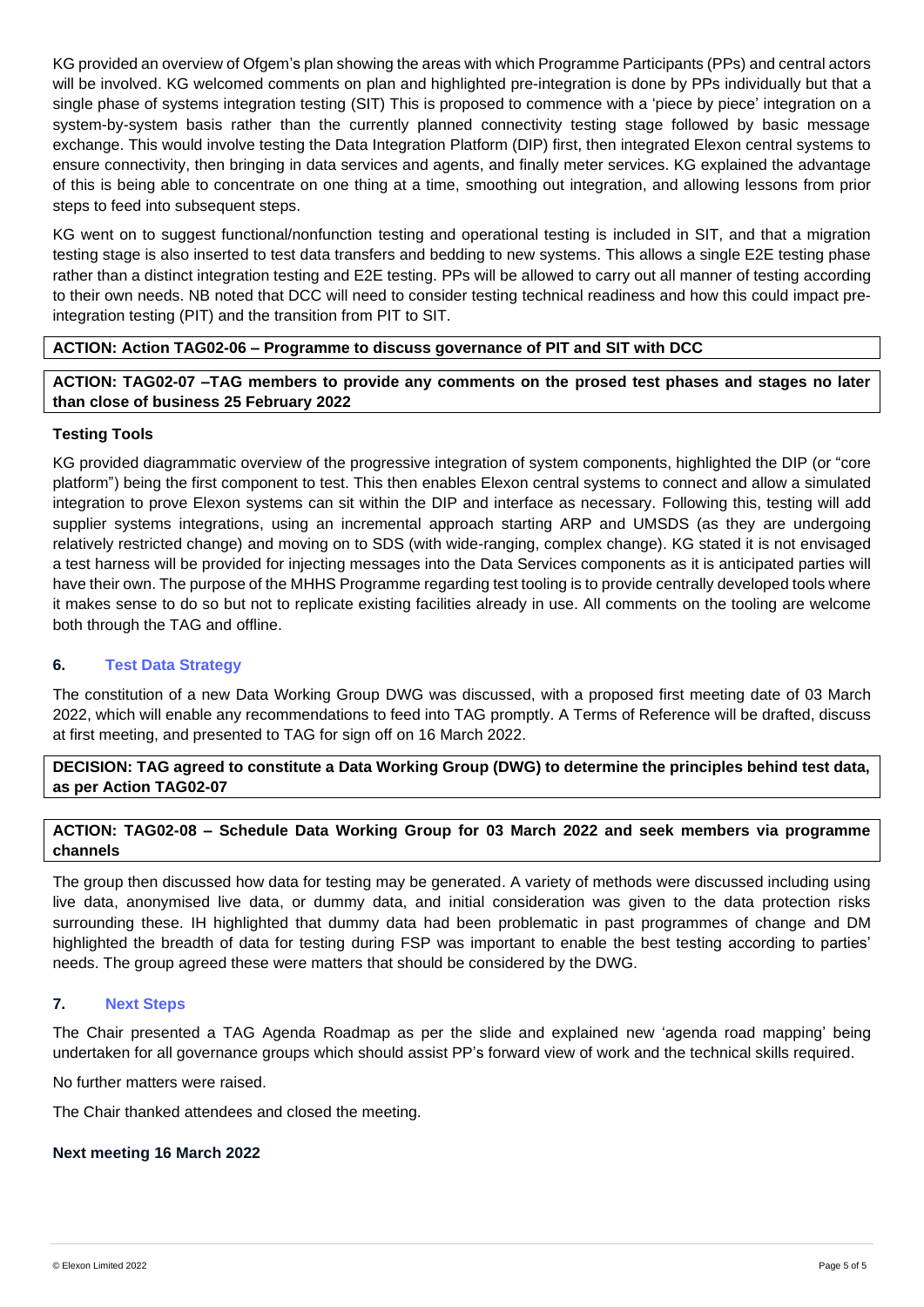KG provided an overview of Ofgem's plan showing the areas with which Programme Participants (PPs) and central actors will be involved. KG welcomed comments on plan and highlighted pre-integration is done by PPs individually but that a single phase of systems integration testing (SIT) This is proposed to commence with a 'piece by piece' integration on a system-by-system basis rather than the currently planned connectivity testing stage followed by basic message exchange. This would involve testing the Data Integration Platform (DIP) first, then integrated Elexon central systems to ensure connectivity, then bringing in data services and agents, and finally meter services. KG explained the advantage of this is being able to concentrate on one thing at a time, smoothing out integration, and allowing lessons from prior steps to feed into subsequent steps.

KG went on to suggest functional/nonfunction testing and operational testing is included in SIT, and that a migration testing stage is also inserted to test data transfers and bedding to new systems. This allows a single E2E testing phase rather than a distinct integration testing and E2E testing. PPs will be allowed to carry out all manner of testing according to their own needs. NB noted that DCC will need to consider testing technical readiness and how this could impact pre-integration testing (PIT) and the transition from PIT to SIT.

**ACTION: Action TAG02-06 – Programme to discuss governance of PIT and SIT with DCC**

**ACTION: TAG02-07 –TAG members to provide any comments on the prosed test phases and stages no later than close of business 25 February 2022**

**Testing Tools**

KG provided diagrammatic overview of the progressive integration of system components, highlighted the DIP (or "core platform") being the first component to test. This then enables Elexon central systems to connect and allow a simulated integration to prove Elexon systems can sit within the DIP and interface as necessary. Following this, testing will add supplier systems integrations, using an incremental approach starting ARP and UMSDS (as they are undergoing relatively restricted change) and moving on to SDS (with wide-ranging, complex change). KG stated it is not envisaged a test harness will be provided for injecting messages into the Data Services components as it is anticipated parties will have their own. The purpose of the MHHS Programme regarding test tooling is to provide centrally developed tools where it makes sense to do so but not to replicate existing facilities already in use. All comments on the tooling are welcome both through the TAG and offline.

## 6. Test Data Strategy

The constitution of a new Data Working Group DWG was discussed, with a proposed first meeting date of 03 March 2022, which will enable any recommendations to feed into TAG promptly. A Terms of Reference will be drafted, discuss at first meeting, and presented to TAG for sign off on 16 March 2022.

**DECISION: TAG agreed to constitute a Data Working Group (DWG) to determine the principles behind test data, as per Action TAG02-07**

**ACTION: TAG02-08 – Schedule Data Working Group for 03 March 2022 and seek members via programme channels**

The group then discussed how data for testing may be generated. A variety of methods were discussed including using live data, anonymised live data, or dummy data, and initial consideration was given to the data protection risks surrounding these. IH highlighted that dummy data had been problematic in past programmes of change and DM highlighted the breadth of data for testing during FSP was important to enable the best testing according to parties' needs. The group agreed these were matters that should be considered by the DWG.

## 7. Next Steps

The Chair presented a TAG Agenda Roadmap as per the slide and explained new 'agenda road mapping' being undertaken for all governance groups which should assist PP's forward view of work and the technical skills required.

No further matters were raised.

The Chair thanked attendees and closed the meeting.

**Next meeting 16 March 2022**

© Elexon Limited 2022